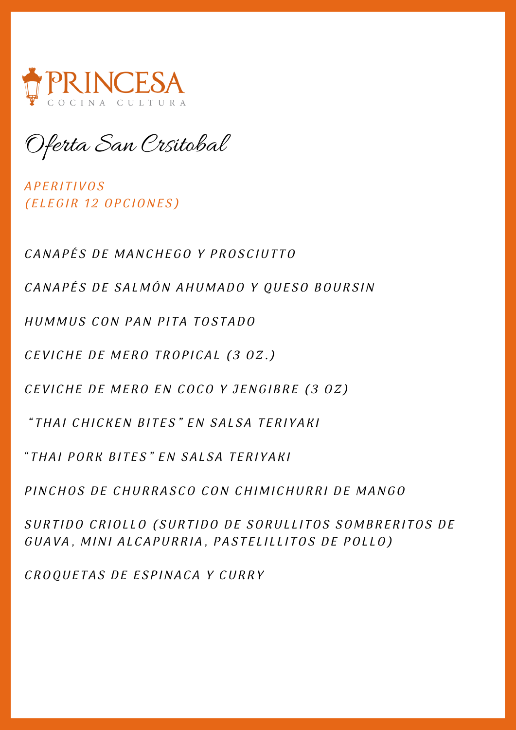# PRINCESA

COCINA CULTURA

## Oferta San Crsitobal

### APERITIVOS
### (ELEGIR 12 OPCIONES)

CANAPÉS DE MANCHEGO Y PROSCIUTTO

CANAPÉS DE SALMÓN AHUMADO Y QUESO BOURSIN

HUMMUS CON PAN PITA TOSTADO

CEVICHE DE MERO TROPICAL (3 OZ.)

CEVICHE DE MERO EN COCO Y JENGIBRE (3 OZ)

"THAI CHICKEN BITES" EN SALSA TERIYAKI

"THAI PORK BITES" EN SALSA TERIYAKI

PINCHOS DE CHURRASCO CON CHIMICHURRI DE MANGO

SURTIDO CRIOLLO (SURTIDO DE SORULLITOS SOMBRERITOS DE GUAVA, MINI ALCAPURRIA, PASTELILLITOS DE POLLO)

CROQUETAS DE ESPINACA Y CURRY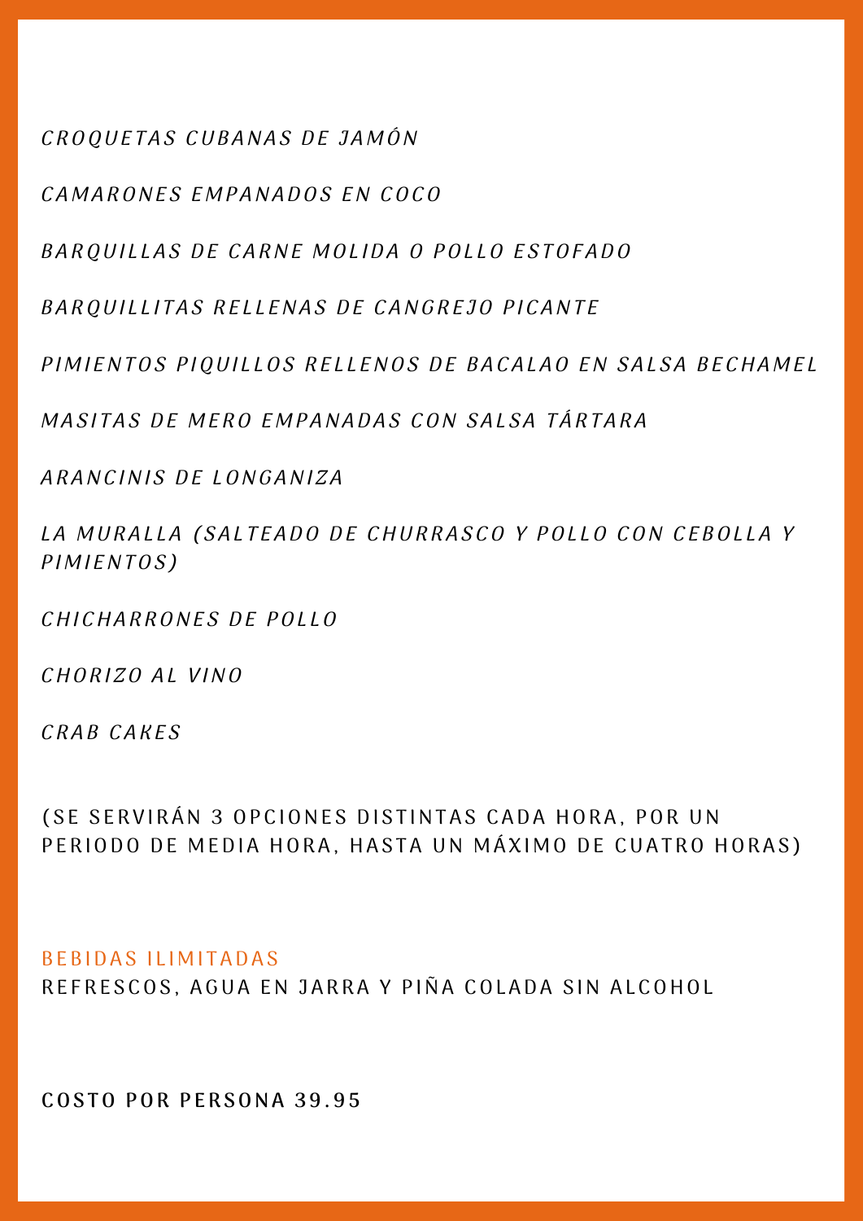*CROQUETAS CUBANAS DE JAMÓN*

*CAMARONES EMPANADOS EN COCO*

*BARQUILLAS DE CARNE MOLIDA O POLLO ESTOFADO*

*BARQUILLITAS RELLENAS DE CANGREJO PICANTE*

*PIMIENTOS PIQUILLOS RELLENOS DE BACALAO EN SALSA BECHAMEL*

*MASITAS DE MERO EMPANADAS CON SALSA TÁRTARA*

*ARANCINIS DE LONGANIZA*

*LA MURALLA (SALTEADO DE CHURRASCO Y POLLO CON CEBOLLA Y PIMIENTOS)*

*CHICHARRONES DE POLLO*

*CHORIZO AL VINO*

*CRAB CAKES*

(SE SERVIRÁN 3 OPCIONES DISTINTAS CADA HORA, POR UN PERIODO DE MEDIA HORA, HASTA UN MÁXIMO DE CUATRO HORAS)

BEBIDAS ILIMITADAS

REFRESCOS, AGUA EN JARRA Y PIÑA COLADA SIN ALCOHOL

**COSTO POR PERSONA 39.95**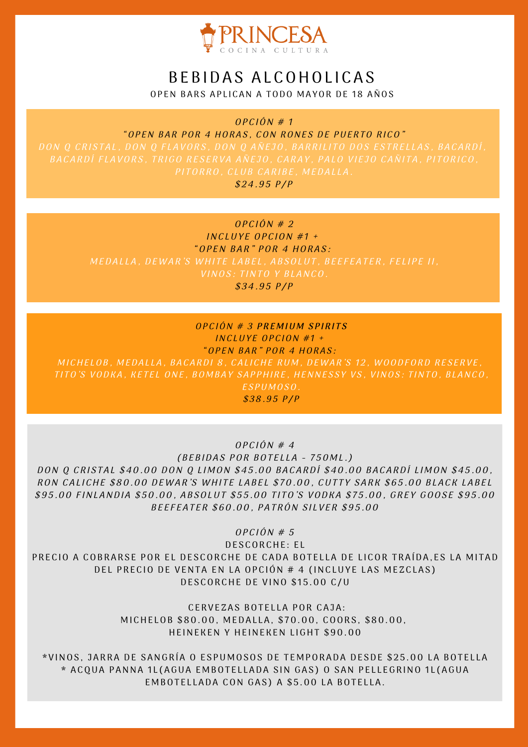# PRINCESA

COCINA CULTURA

## BEBIDAS ALCOHOLICAS

OPEN BARS APLICAN A TODO MAYOR DE 18 AÑOS

### OPCIÓN # 1

*"OPEN BAR POR 4 HORAS, CON RONES DE PUERTO RICO"*

*DON Q CRISTAL, DON Q FLAVORS, DON Q AÑEJO, BARRILITO DOS ESTRELLAS, BACARDÍ, BACARDÍ FLAVORS, TRIGO RESERVA AÑEJO, CARAY, PALO VIEJO CAÑITA, PITORICO, PITORRO, CLUB CARIBE, MEDALLA.*

*$24.95 P/P*

### OPCIÓN # 2

*INCLUYE OPCION #1 +*

*"OPEN BAR" POR 4 HORAS:*

*MEDALLA, DEWAR'S WHITE LABEL, ABSOLUT, BEEFEATER, FELIPE II, VINOS: TINTO Y BLANCO.*

*$34.95 P/P*

### OPCIÓN # 3 **PREMIUM SPIRITS**

*INCLUYE OPCION #1 +*

*"OPEN BAR" POR 4 HORAS:*

*MICHELOB, MEDALLA, BACARDI 8, CALICHE RUM, DEWAR'S 12, WOODFORD RESERVE, TITO'S VODKA, KETEL ONE, BOMBAY SAPPHIRE, HENNESSY VS, VINOS: TINTO, BLANCO, ESPUMOSO.*

*$38.95 P/P*

### OPCIÓN # 4

*(BEBIDAS POR BOTELLA - 750ML.)*

*DON Q CRISTAL $40.00 DON Q LIMON $45.00 BACARDÍ $40.00 BACARDÍ LIMON $45.00, RON CALICHE $80.00 DEWAR'S WHITE LABEL $70.00, CUTTY SARK $65.00 BLACK LABEL $95.00 FINLANDIA $50.00, ABSOLUT $55.00 TITO'S VODKA $75.00, GREY GOOSE $95.00 BEEFEATER $60.00, PATRÓN SILVER $95.00*

### OPCIÓN # 5

DESCORCHE: EL PRECIO A COBRARSE POR EL DESCORCHE DE CADA BOTELLA DE LICOR TRAÍDA,ES LA MITAD DEL PRECIO DE VENTA EN LA OPCIÓN # 4 (INCLUYE LAS MEZCLAS)

DESCORCHE DE VINO $15.00 C/U

CERVEZAS BOTELLA POR CAJA:
MICHELOB $80.00, MEDALLA, $70.00, COORS, $80.00, HEINEKEN Y HEINEKEN LIGHT $90.00

*VINOS, JARRA DE SANGRÍA O ESPUMOSOS DE TEMPORADA DESDE $25.00 LA BOTELLA
* ACQUA PANNA 1L(AGUA EMBOTELLADA SIN GAS) O SAN PELLEGRINO 1L(AGUA EMBOTELLADA CON GAS) A $5.00 LA BOTELLA.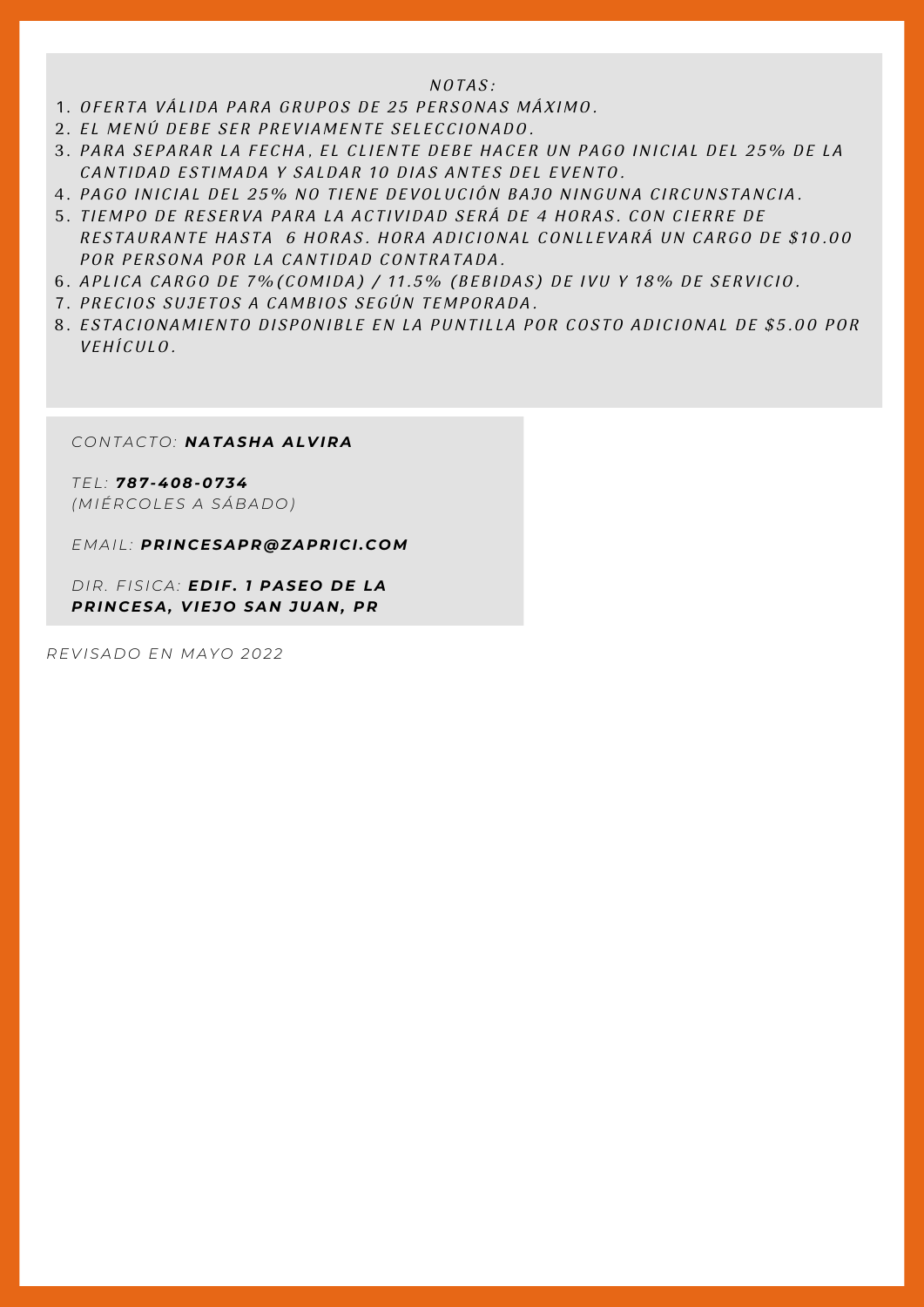*NOTAS:*

1. *OFERTA VÁLIDA PARA GRUPOS DE 25 PERSONAS MÁXIMO.*
2. *EL MENÚ DEBE SER PREVIAMENTE SELECCIONADO.*
3. *PARA SEPARAR LA FECHA, EL CLIENTE DEBE HACER UN PAGO INICIAL DEL 25% DE LA CANTIDAD ESTIMADA Y SALDAR 10 DIAS ANTES DEL EVENTO.*
4. *PAGO INICIAL DEL 25% NO TIENE DEVOLUCIÓN BAJO NINGUNA CIRCUNSTANCIA.*
5. *TIEMPO DE RESERVA PARA LA ACTIVIDAD SERÁ DE 4 HORAS. CON CIERRE DE RESTAURANTE HASTA 6 HORAS. HORA ADICIONAL CONLLEVARÁ UN CARGO DE $10.00 POR PERSONA POR LA CANTIDAD CONTRATADA.*
6. *APLICA CARGO DE 7%(COMIDA) / 11.5% (BEBIDAS) DE IVU Y 18% DE SERVICIO.*
7. *PRECIOS SUJETOS A CAMBIOS SEGÚN TEMPORADA.*
8. *ESTACIONAMIENTO DISPONIBLE EN LA PUNTILLA POR COSTO ADICIONAL DE $5.00 POR VEHÍCULO.*

*CONTACTO:* ***NATASHA ALVIRA***

*TEL:* ***787-408-0734***
*(MIÉRCOLES A SÁBADO)*

*EMAIL:* ***PRINCESAPR@ZAPRICI.COM***

*DIR. FISICA:* ***EDIF. 1 PASEO DE LA PRINCESA, VIEJO SAN JUAN, PR***

*REVISADO EN MAYO 2022*